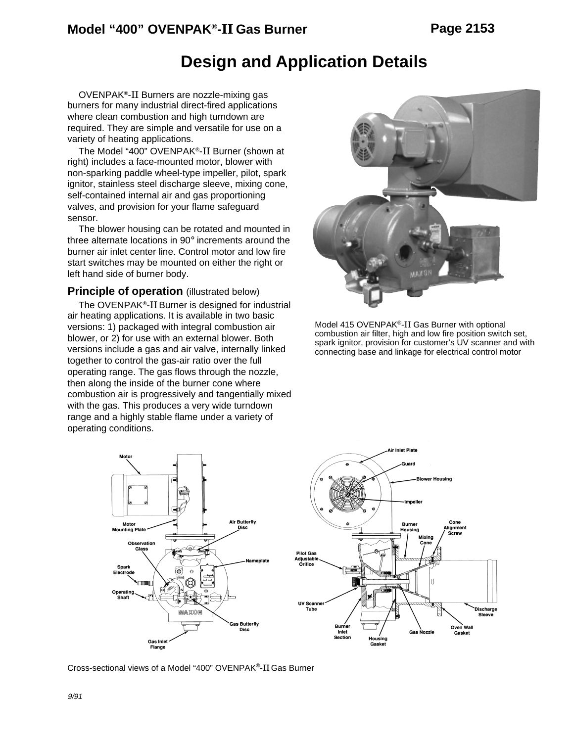# Model "400" OVENPAK®-II Gas Burner

## Design and Application Details

OVENPAK®-II Burners are nozzle-mixing gas burners for many industrial direct-fired applications where clean combustion and high turndown are required. They are simple and versatile for use on a variety of heating applications.

The Model "400" OVENPAK®-II Burner (shown at right) includes a face-mounted motor, blower with non-sparking paddle wheel-type impeller, pilot, spark ignitor, stainless steel discharge sleeve, mixing cone, self-contained internal air and gas proportioning valves, and provision for your flame safeguard sensor.

The blower housing can be rotated and mounted in three alternate locations in 90° increments around the burner air inlet center line. Control motor and low fire start switches may be mounted on either the right or left hand side of burner body.

### Principle of operation (illustrated below)

The OVENPAK®-II Burner is designed for industrial air heating applications. It is available in two basic versions: 1) packaged with integral combustion air blower, or 2) for use with an external blower. Both versions include a gas and air valve, internally linked together to control the gas-air ratio over the full operating range. The gas flows through the nozzle, then along the inside of the burner cone where combustion air is progressively and tangentially mixed with the gas. This produces a very wide turndown range and a highly stable flame under a variety of operating conditions.

Model 415 OVENPAK®-II Gas Burner with optional combustion air filter, high and low fire position switch set, spark ignitor, provision for customer's UV scanner and with connecting base and linkage for electrical control motor

Cross-sectional views of a Model "400" OVENPAK®-II Gas Burner

9/91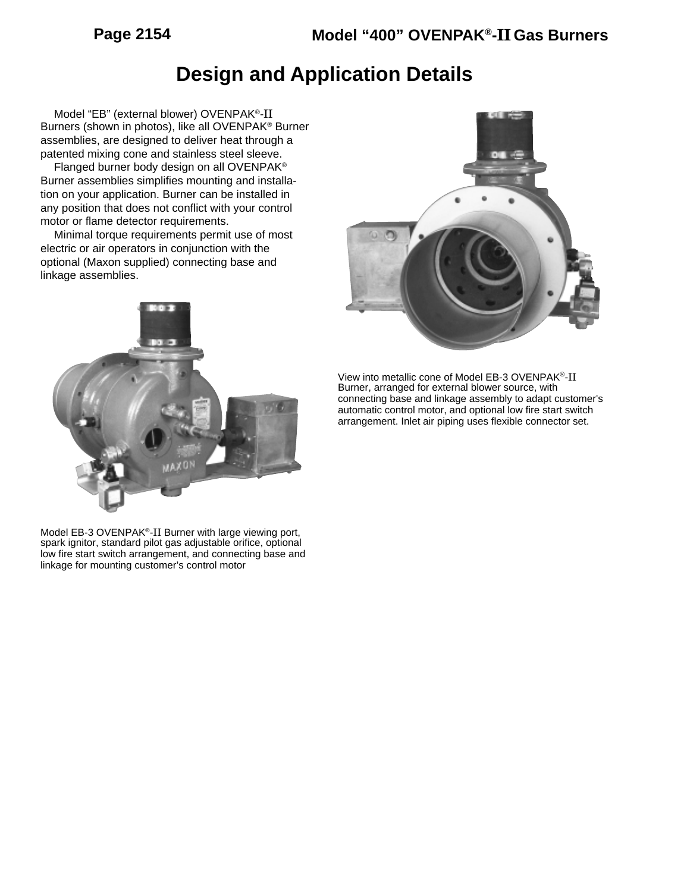# Design and Application Details

Model "EB" (external blower) OVENPAK®-II Burners (shown in photos), like all OVENPAK® Burner assemblies, are designed to deliver heat through a patented mixing cone and stainless steel sleeve.

Flanged burner body design on all OVENPAK® Burner assemblies simplifies mounting and installation on your application. Burner can be installed in any position that does not conflict with your control motor or flame detector requirements.

Minimal torque requirements permit use of most electric or air operators in conjunction with the optional (Maxon supplied) connecting base and linkage assemblies.

Model EB-3 OVENPAK®-II Burner with large viewing port, spark ignitor, standard pilot gas adjustable orifice, optional low fire start switch arrangement, and connecting base and linkage for mounting customer's control motor

View into metallic cone of Model EB-3 OVENPAK®-II Burner, arranged for external blower source, with connecting base and linkage assembly to adapt customer's automatic control motor, and optional low fire start switch arrangement. Inlet air piping uses flexible connector set.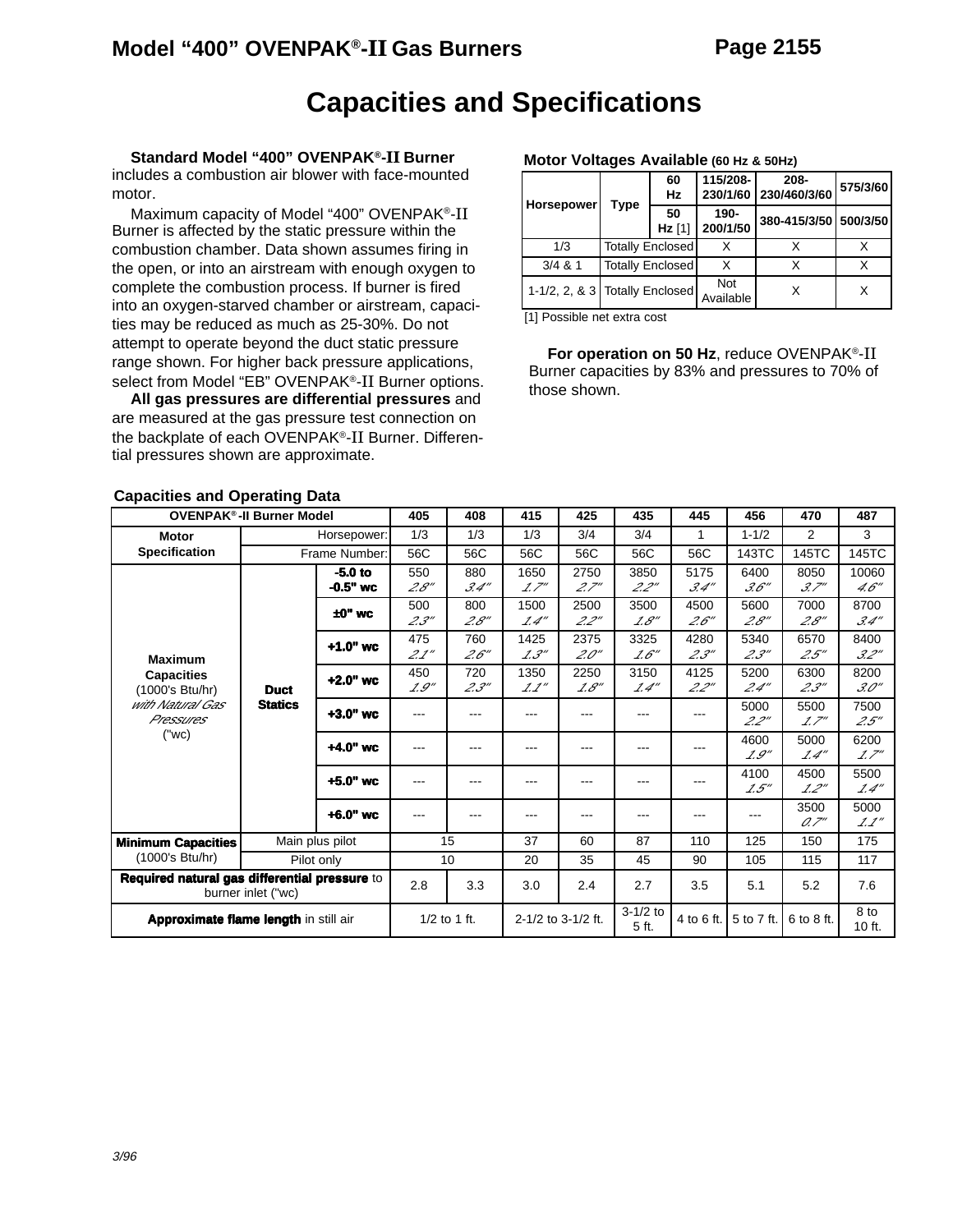# Capacities and Specifications

**Standard Model "400" OVENPAK®-II Burner** includes a combustion air blower with face-mounted motor.

Maximum capacity of Model "400" OVENPAK®-II Burner is affected by the static pressure within the combustion chamber. Data shown assumes firing in the open, or into an airstream with enough oxygen to complete the combustion process. If burner is fired into an oxygen-starved chamber or airstream, capacities may be reduced as much as 25-30%. Do not attempt to operate beyond the duct static pressure range shown. For higher back pressure applications, select from Model "EB" OVENPAK®-II Burner options.

**All gas pressures are differential pressures** and are measured at the gas pressure test connection on the backplate of each OVENPAK®-II Burner. Differential pressures shown are approximate.

**Motor Voltages Available** (60 Hz & 50Hz)

| Horsepower | Type | 60 Hz | 115/208-230/1/60 | 208-230/460/3/60 | 575/3/60 |
|---|---|---|---|---|---|
| | | 50 Hz [1] | 190-200/1/50 | 380-415/3/50 | 500/3/50 |
| 1/3 | Totally Enclosed | | X | X | X |
| 3/4 & 1 | Totally Enclosed | | X | X | X |
| 1-1/2, 2, & 3 | Totally Enclosed | | Not Available | X | X |

[1] Possible net extra cost

**For operation on 50 Hz**, reduce OVENPAK®-II Burner capacities by 83% and pressures to 70% of those shown.

**Capacities and Operating Data**

| OVENPAK®-II Burner Model | | | 405 | 408 | 415 | 425 | 435 | 445 | 456 | 470 | 487 |
|---|---|---|---|---|---|---|---|---|---|---|---|
| Motor Specification | Horsepower: | | 1/3 | 1/3 | 1/3 | 3/4 | 3/4 | 1 | 1-1/2 | 2 | 3 |
| | Frame Number: | | 56C | 56C | 56C | 56C | 56C | 56C | 143TC | 145TC | 145TC |
| Maximum Capacities (1000's Btu/hr) *with Natural Gas Pressures* ("wc) | Duct Statics | -5.0 to -0.5" wc | 550 *2.8"* | 880 *3.4"* | 1650 *1.7"* | 2750 *2.7"* | 3850 *2.2"* | 5175 *3.4"* | 6400 *3.6"* | 8050 *3.7"* | 10060 *4.6"* |
| | | ±0" wc | 500 *2.3"* | 800 *2.8"* | 1500 *1.4"* | 2500 *2.2"* | 3500 *1.8"* | 4500 *2.6"* | 5600 *2.8"* | 7000 *2.8"* | 8700 *3.4"* |
| | | +1.0" wc | 475 *2.1"* | 760 *2.6"* | 1425 *1.3"* | 2375 *2.0"* | 3325 *1.6"* | 4280 *2.3"* | 5340 *2.3"* | 6570 *2.5"* | 8400 *3.2"* |
| | | +2.0" wc | 450 *1.9"* | 720 *2.3"* | 1350 *1.1"* | 2250 *1.8"* | 3150 *1.4"* | 4125 *2.2"* | 5200 *2.4"* | 6300 *2.3"* | 8200 *3.0"* |
| | | +3.0" wc | --- | --- | --- | --- | --- | --- | 5000 *2.2"* | 5500 *1.7"* | 7500 *2.5"* |
| | | +4.0" wc | --- | --- | --- | --- | --- | --- | 4600 *1.9"* | 5000 *1.4"* | 6200 *1.7"* |
| | | +5.0" wc | --- | --- | --- | --- | --- | --- | 4100 *1.5"* | 4500 *1.2"* | 5500 *1.4"* |
| | | +6.0" wc | --- | --- | --- | --- | --- | --- | --- | 3500 *0.7"* | 5000 *1.1"* |
| **Minimum Capacities** (1000's Btu/hr) | Main plus pilot | | 15 | | 37 | 60 | 87 | 110 | 125 | 150 | 175 |
| | Pilot only | | 10 | | 20 | 35 | 45 | 90 | 105 | 115 | 117 |
| **Required natural gas differential pressure** to burner inlet ("wc) | | | 2.8 | 3.3 | 3.0 | 2.4 | 2.7 | 3.5 | 5.1 | 5.2 | 7.6 |
| **Approximate flame length** in still air | | | 1/2 to 1 ft. | | 2-1/2 to 3-1/2 ft. | | 3-1/2 to 5 ft. | 4 to 6 ft. | 5 to 7 ft. | 6 to 8 ft. | 8 to 10 ft. |

3/96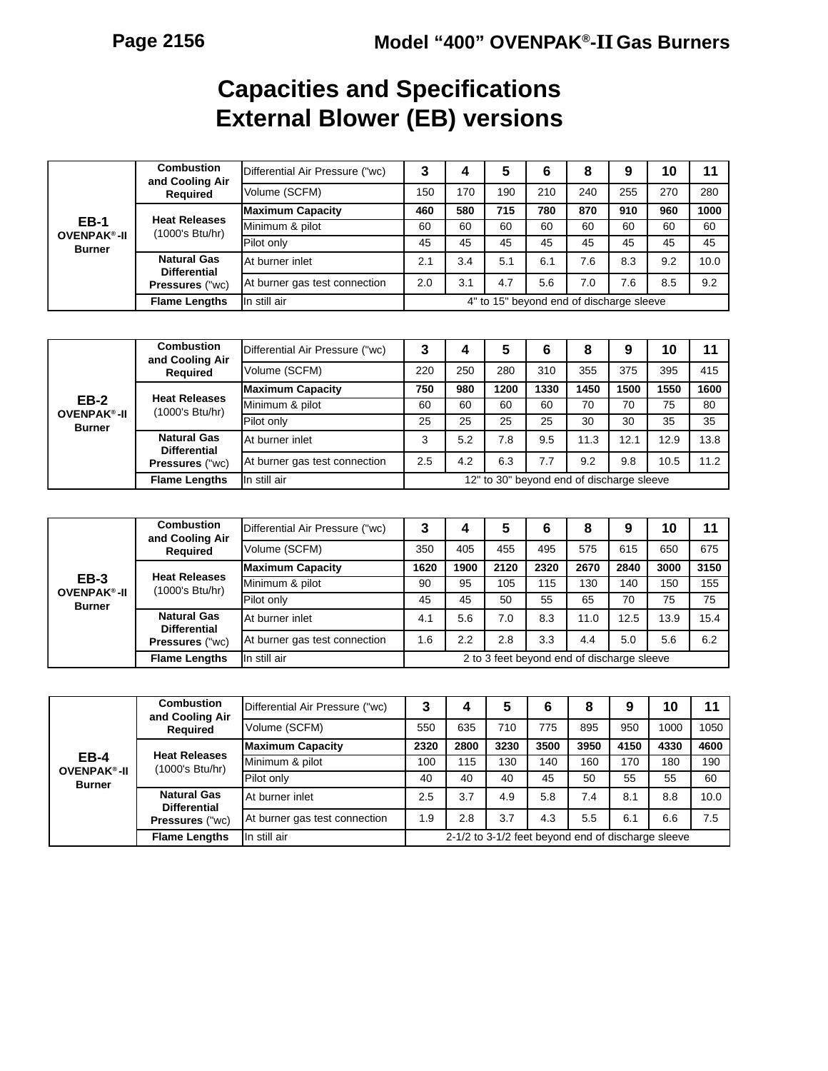# Capacities and Specifications
# External Blower (EB) versions

| | | | | | | | | | | |
|---|---|---|---|---|---|---|---|---|---|---|
| **EB-1 OVENPAK®-II Burner** | **Combustion and Cooling Air Required** | Differential Air Pressure ("wc) | **3** | **4** | **5** | **6** | **8** | **9** | **10** | **11** |
| | | Volume (SCFM) | 150 | 170 | 190 | 210 | 240 | 255 | 270 | 280 |
| | **Heat Releases** (1000's Btu/hr) | **Maximum Capacity** | **460** | **580** | **715** | **780** | **870** | **910** | **960** | **1000** |
| | | Minimum & pilot | 60 | 60 | 60 | 60 | 60 | 60 | 60 | 60 |
| | | Pilot only | 45 | 45 | 45 | 45 | 45 | 45 | 45 | 45 |
| | **Natural Gas Differential Pressures** ("wc) | At burner inlet | 2.1 | 3.4 | 5.1 | 6.1 | 7.6 | 8.3 | 9.2 | 10.0 |
| | | At burner gas test connection | 2.0 | 3.1 | 4.7 | 5.6 | 7.0 | 7.6 | 8.5 | 9.2 |
| | **Flame Lengths** | In still air | 4" to 15" beyond end of discharge sleeve | | | | | | | |

| | | | | | | | | | | |
|---|---|---|---|---|---|---|---|---|---|---|
| **EB-2 OVENPAK®-II Burner** | **Combustion and Cooling Air Required** | Differential Air Pressure ("wc) | **3** | **4** | **5** | **6** | **8** | **9** | **10** | **11** |
| | | Volume (SCFM) | 220 | 250 | 280 | 310 | 355 | 375 | 395 | 415 |
| | **Heat Releases** (1000's Btu/hr) | **Maximum Capacity** | **750** | **980** | **1200** | **1330** | **1450** | **1500** | **1550** | **1600** |
| | | Minimum & pilot | 60 | 60 | 60 | 60 | 70 | 70 | 75 | 80 |
| | | Pilot only | 25 | 25 | 25 | 25 | 30 | 30 | 35 | 35 |
| | **Natural Gas Differential Pressures** ("wc) | At burner inlet | 3 | 5.2 | 7.8 | 9.5 | 11.3 | 12.1 | 12.9 | 13.8 |
| | | At burner gas test connection | 2.5 | 4.2 | 6.3 | 7.7 | 9.2 | 9.8 | 10.5 | 11.2 |
| | **Flame Lengths** | In still air | 12" to 30" beyond end of discharge sleeve | | | | | | | |

| | | | | | | | | | | |
|---|---|---|---|---|---|---|---|---|---|---|
| **EB-3 OVENPAK®-II Burner** | **Combustion and Cooling Air Required** | Differential Air Pressure ("wc) | **3** | **4** | **5** | **6** | **8** | **9** | **10** | **11** |
| | | Volume (SCFM) | 350 | 405 | 455 | 495 | 575 | 615 | 650 | 675 |
| | **Heat Releases** (1000's Btu/hr) | **Maximum Capacity** | **1620** | **1900** | **2120** | **2320** | **2670** | **2840** | **3000** | **3150** |
| | | Minimum & pilot | 90 | 95 | 105 | 115 | 130 | 140 | 150 | 155 |
| | | Pilot only | 45 | 45 | 50 | 55 | 65 | 70 | 75 | 75 |
| | **Natural Gas Differential Pressures** ("wc) | At burner inlet | 4.1 | 5.6 | 7.0 | 8.3 | 11.0 | 12.5 | 13.9 | 15.4 |
| | | At burner gas test connection | 1.6 | 2.2 | 2.8 | 3.3 | 4.4 | 5.0 | 5.6 | 6.2 |
| | **Flame Lengths** | In still air | 2 to 3 feet beyond end of discharge sleeve | | | | | | | |

| | | | | | | | | | | |
|---|---|---|---|---|---|---|---|---|---|---|
| **EB-4 OVENPAK®-II Burner** | **Combustion and Cooling Air Required** | Differential Air Pressure ("wc) | **3** | **4** | **5** | **6** | **8** | **9** | **10** | **11** |
| | | Volume (SCFM) | 550 | 635 | 710 | 775 | 895 | 950 | 1000 | 1050 |
| | **Heat Releases** (1000's Btu/hr) | **Maximum Capacity** | **2320** | **2800** | **3230** | **3500** | **3950** | **4150** | **4330** | **4600** |
| | | Minimum & pilot | 100 | 115 | 130 | 140 | 160 | 170 | 180 | 190 |
| | | Pilot only | 40 | 40 | 40 | 45 | 50 | 55 | 55 | 60 |
| | **Natural Gas Differential Pressures** ("wc) | At burner inlet | 2.5 | 3.7 | 4.9 | 5.8 | 7.4 | 8.1 | 8.8 | 10.0 |
| | | At burner gas test connection | 1.9 | 2.8 | 3.7 | 4.3 | 5.5 | 6.1 | 6.6 | 7.5 |
| | **Flame Lengths** | In still air | 2-1/2 to 3-1/2 feet beyond end of discharge sleeve | | | | | | | |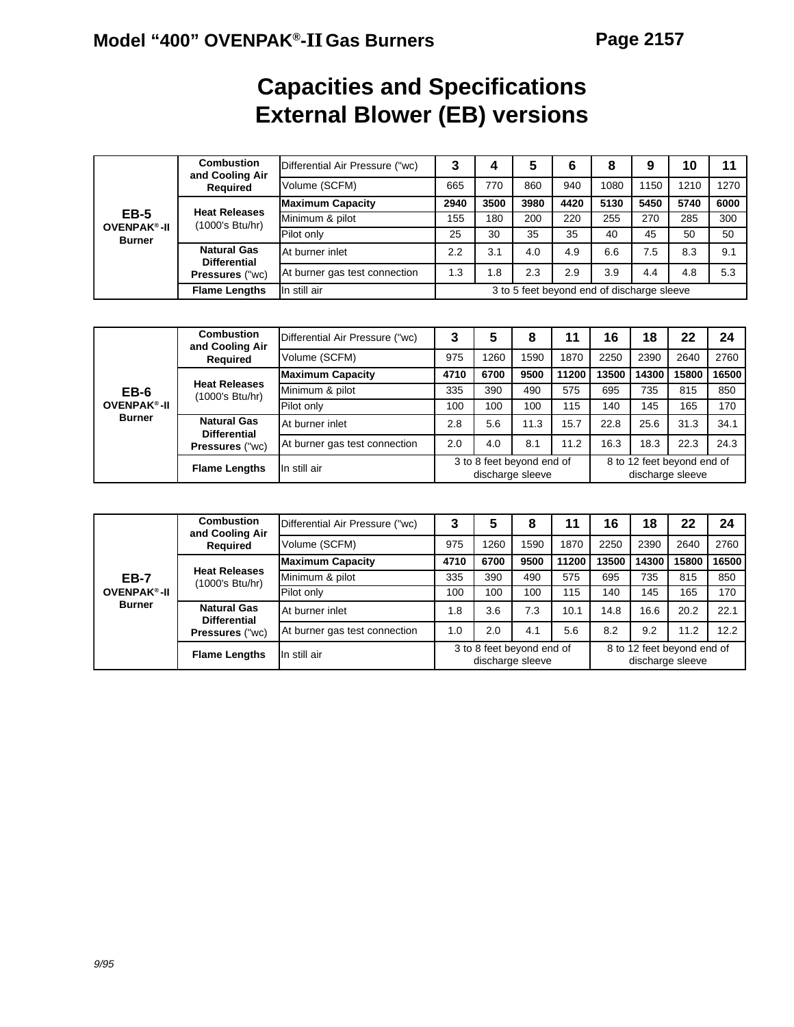# Capacities and Specifications
# External Blower (EB) versions

| Burner | Parameter | Condition | | | | | | | | |
|---|---|---|---|---|---|---|---|---|---|---|
| **EB-5 OVENPAK®-II Burner** | **Combustion and Cooling Air Required** | Differential Air Pressure ("wc) | **3** | **4** | **5** | **6** | **8** | **9** | **10** | **11** |
| | | Volume (SCFM) | 665 | 770 | 860 | 940 | 1080 | 1150 | 1210 | 1270 |
| | **Heat Releases** (1000's Btu/hr) | **Maximum Capacity** | **2940** | **3500** | **3980** | **4420** | **5130** | **5450** | **5740** | **6000** |
| | | Minimum & pilot | 155 | 180 | 200 | 220 | 255 | 270 | 285 | 300 |
| | | Pilot only | 25 | 30 | 35 | 35 | 40 | 45 | 50 | 50 |
| | **Natural Gas Differential Pressures** ("wc) | At burner inlet | 2.2 | 3.1 | 4.0 | 4.9 | 6.6 | 7.5 | 8.3 | 9.1 |
| | | At burner gas test connection | 1.3 | 1.8 | 2.3 | 2.9 | 3.9 | 4.4 | 4.8 | 5.3 |
| | **Flame Lengths** | In still air | 3 to 5 feet beyond end of discharge sleeve | | | | | | | |

| Burner | Parameter | Condition | | | | | | | | |
|---|---|---|---|---|---|---|---|---|---|---|
| **EB-6 OVENPAK®-II Burner** | **Combustion and Cooling Air Required** | Differential Air Pressure ("wc) | **3** | **5** | **8** | **11** | **16** | **18** | **22** | **24** |
| | | Volume (SCFM) | 975 | 1260 | 1590 | 1870 | 2250 | 2390 | 2640 | 2760 |
| | **Heat Releases** (1000's Btu/hr) | **Maximum Capacity** | **4710** | **6700** | **9500** | **11200** | **13500** | **14300** | **15800** | **16500** |
| | | Minimum & pilot | 335 | 390 | 490 | 575 | 695 | 735 | 815 | 850 |
| | | Pilot only | 100 | 100 | 100 | 115 | 140 | 145 | 165 | 170 |
| | **Natural Gas Differential Pressures** ("wc) | At burner inlet | 2.8 | 5.6 | 11.3 | 15.7 | 22.8 | 25.6 | 31.3 | 34.1 |
| | | At burner gas test connection | 2.0 | 4.0 | 8.1 | 11.2 | 16.3 | 18.3 | 22.3 | 24.3 |
| | **Flame Lengths** | In still air | 3 to 8 feet beyond end of discharge sleeve | | | | 8 to 12 feet beyond end of discharge sleeve | | | |

| Burner | Parameter | Condition | | | | | | | | |
|---|---|---|---|---|---|---|---|---|---|---|
| **EB-7 OVENPAK®-II Burner** | **Combustion and Cooling Air Required** | Differential Air Pressure ("wc) | **3** | **5** | **8** | **11** | **16** | **18** | **22** | **24** |
| | | Volume (SCFM) | 975 | 1260 | 1590 | 1870 | 2250 | 2390 | 2640 | 2760 |
| | **Heat Releases** (1000's Btu/hr) | **Maximum Capacity** | **4710** | **6700** | **9500** | **11200** | **13500** | **14300** | **15800** | **16500** |
| | | Minimum & pilot | 335 | 390 | 490 | 575 | 695 | 735 | 815 | 850 |
| | | Pilot only | 100 | 100 | 100 | 115 | 140 | 145 | 165 | 170 |
| | **Natural Gas Differential Pressures** ("wc) | At burner inlet | 1.8 | 3.6 | 7.3 | 10.1 | 14.8 | 16.6 | 20.2 | 22.1 |
| | | At burner gas test connection | 1.0 | 2.0 | 4.1 | 5.6 | 8.2 | 9.2 | 11.2 | 12.2 |
| | **Flame Lengths** | In still air | 3 to 8 feet beyond end of discharge sleeve | | | | 8 to 12 feet beyond end of discharge sleeve | | | |

*9/95*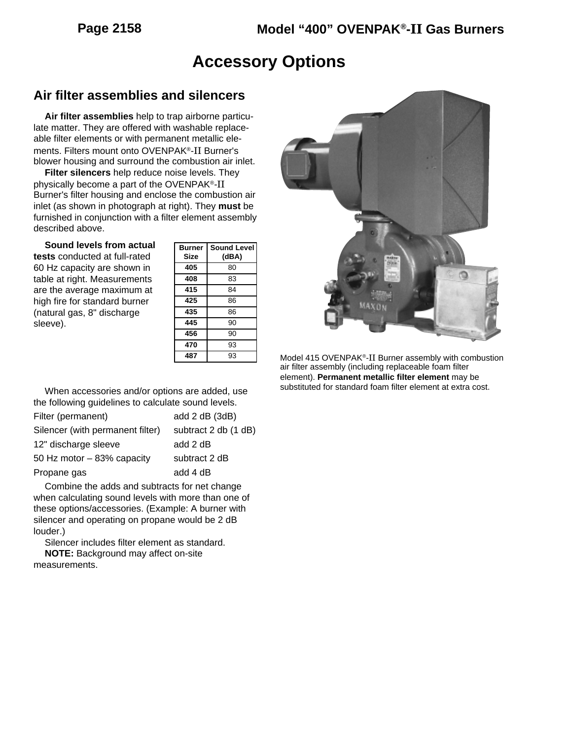# Accessory Options

## Air filter assemblies and silencers

**Air filter assemblies** help to trap airborne particulate matter. They are offered with washable replaceable filter elements or with permanent metallic elements. Filters mount onto OVENPAK®-II Burner's blower housing and surround the combustion air inlet.

**Filter silencers** help reduce noise levels. They physically become a part of the OVENPAK®-II Burner's filter housing and enclose the combustion air inlet (as shown in photograph at right). They **must** be furnished in conjunction with a filter element assembly described above.

**Sound levels from actual tests** conducted at full-rated 60 Hz capacity are shown in table at right. Measurements are the average maximum at high fire for standard burner (natural gas, 8" discharge sleeve).

| Burner Size | Sound Level (dBA) |
|---|---|
| **405** | 80 |
| **408** | 83 |
| **415** | 84 |
| **425** | 86 |
| **435** | 86 |
| **445** | 90 |
| **456** | 90 |
| **470** | 93 |
| **487** | 93 |

When accessories and/or options are added, use the following guidelines to calculate sound levels.

| | |
|---|---|
| Filter (permanent) | add 2 dB (3dB) |
| Silencer (with permanent filter) | subtract 2 db (1 dB) |
| 12" discharge sleeve | add 2 dB |
| 50 Hz motor – 83% capacity | subtract 2 dB |
| Propane gas | add 4 dB |

Combine the adds and subtracts for net change when calculating sound levels with more than one of these options/accessories. (Example: A burner with silencer and operating on propane would be 2 dB louder.)

Silencer includes filter element as standard.

**NOTE:** Background may affect on-site measurements.

Model 415 OVENPAK®-II Burner assembly with combustion air filter assembly (including replaceable foam filter element). **Permanent metallic filter element** may be substituted for standard foam filter element at extra cost.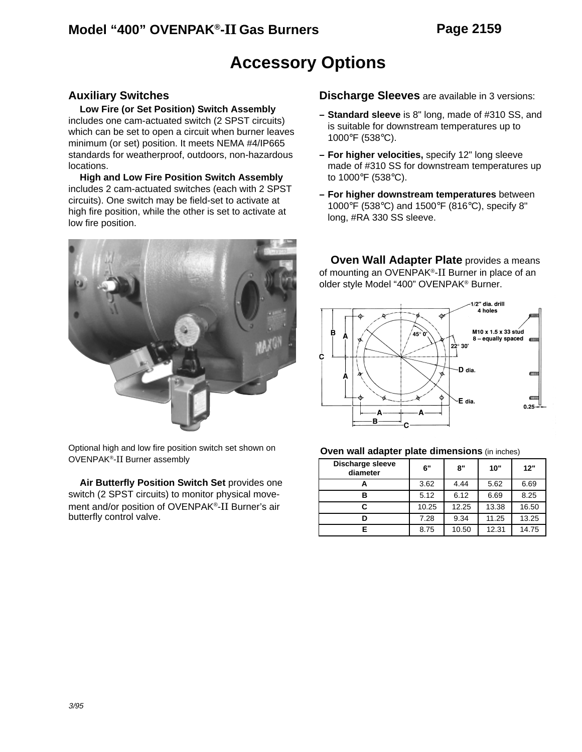# Accessory Options

## Auxiliary Switches

**Low Fire (or Set Position) Switch Assembly** includes one cam-actuated switch (2 SPST circuits) which can be set to open a circuit when burner leaves minimum (or set) position. It meets NEMA #4/IP665 standards for weatherproof, outdoors, non-hazardous locations.

**High and Low Fire Position Switch Assembly** includes 2 cam-actuated switches (each with 2 SPST circuits). One switch may be field-set to activate at high fire position, while the other is set to activate at low fire position.

Optional high and low fire position switch set shown on OVENPAK®-II Burner assembly

**Air Butterfly Position Switch Set** provides one switch (2 SPST circuits) to monitor physical movement and/or position of OVENPAK®-II Burner's air butterfly control valve.

## Discharge Sleeves are available in 3 versions:

- **Standard sleeve** is 8" long, made of #310 SS, and is suitable for downstream temperatures up to 1000°F (538°C).
- **For higher velocities,** specify 12" long sleeve made of #310 SS for downstream temperatures up to 1000°F (538°C).
- **For higher downstream temperatures** between 1000°F (538°C) and 1500°F (816°C), specify 8" long, #RA 330 SS sleeve.

**Oven Wall Adapter Plate** provides a means of mounting an OVENPAK®-II Burner in place of an older style Model "400" OVENPAK® Burner.

1/2" dia. drill 4 holes

M10 x 1.5 x 33 stud 8 – equally spaced

45° 0'

22° 30'

D dia.

E dia.

0.25

**Oven wall adapter plate dimensions** (in inches)

| Discharge sleeve diameter | 6" | 8" | 10" | 12" |
|---|---|---|---|---|
| A | 3.62 | 4.44 | 5.62 | 6.69 |
| B | 5.12 | 6.12 | 6.69 | 8.25 |
| C | 10.25 | 12.25 | 13.38 | 16.50 |
| D | 7.28 | 9.34 | 11.25 | 13.25 |
| E | 8.75 | 10.50 | 12.31 | 14.75 |

3/95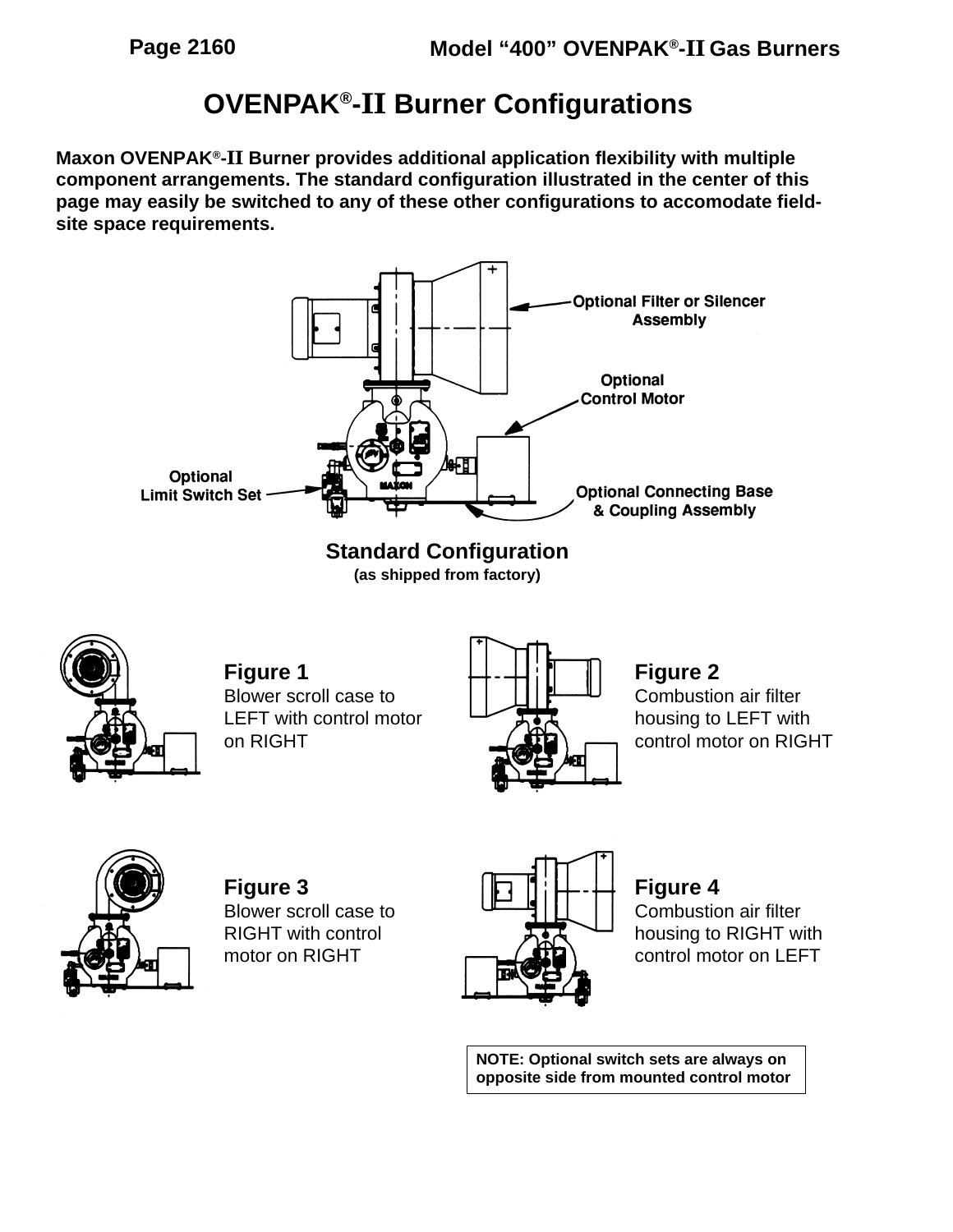# OVENPAK®-II Burner Configurations

**Maxon OVENPAK®-II Burner provides additional application flexibility with multiple component arrangements. The standard configuration illustrated in the center of this page may easily be switched to any of these other configurations to accomodate field-site space requirements.**

Optional Filter or Silencer Assembly

Optional Control Motor

Optional Limit Switch Set

Optional Connecting Base & Coupling Assembly

**Standard Configuration**
**(as shipped from factory)**

**Figure 1**
Blower scroll case to LEFT with control motor on RIGHT

**Figure 2**
Combustion air filter housing to LEFT with control motor on RIGHT

**Figure 3**
Blower scroll case to RIGHT with control motor on RIGHT

**Figure 4**
Combustion air filter housing to RIGHT with control motor on LEFT

**NOTE: Optional switch sets are always on opposite side from mounted control motor**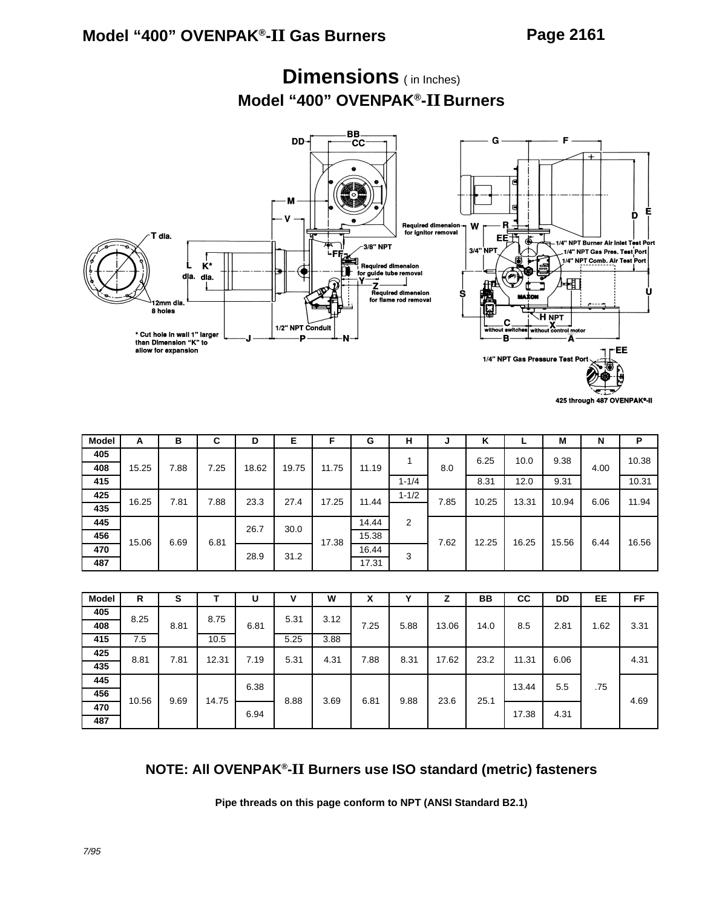# Dimensions ( in Inches)

## Model "400" OVENPAK®-II Burners

| Model | A | B | C | D | E | F | G | H | J | K | L | M | N | P |
|---|---|---|---|---|---|---|---|---|---|---|---|---|---|---|
| 405 | 15.25 | 7.88 | 7.25 | 18.62 | 19.75 | 11.75 | 11.19 | 1 | 8.0 | 6.25 | 10.0 | 9.38 | 4.00 | 10.38 |
| 408 | 15.25 | 7.88 | 7.25 | 18.62 | 19.75 | 11.75 | 11.19 | 1 | 8.0 | 6.25 | 10.0 | 9.38 | 4.00 | 10.38 |
| 415 | 15.25 | 7.88 | 7.25 | 18.62 | 19.75 | 11.75 | 11.19 | 1-1/4 | 8.0 | 8.31 | 12.0 | 9.31 | 4.00 | 10.31 |
| 425 | 16.25 | 7.81 | 7.88 | 23.3 | 27.4 | 17.25 | 11.44 | 1-1/2 | 7.85 | 10.25 | 13.31 | 10.94 | 6.06 | 11.94 |
| 435 | 16.25 | 7.81 | 7.88 | 23.3 | 27.4 | 17.25 | 11.44 | 2 | 7.85 | 10.25 | 13.31 | 10.94 | 6.06 | 11.94 |
| 445 | 15.06 | 6.69 | 6.81 | 26.7 | 30.0 | 17.38 | 14.44 | 2 | 7.62 | 12.25 | 16.25 | 15.56 | 6.44 | 16.56 |
| 456 | 15.06 | 6.69 | 6.81 | 26.7 | 30.0 | 17.38 | 15.38 | 2 | 7.62 | 12.25 | 16.25 | 15.56 | 6.44 | 16.56 |
| 470 | 15.06 | 6.69 | 6.81 | 28.9 | 31.2 | 17.38 | 16.44 | 3 | 7.62 | 12.25 | 16.25 | 15.56 | 6.44 | 16.56 |
| 487 | 15.06 | 6.69 | 6.81 | 28.9 | 31.2 | 17.38 | 17.31 | 3 | 7.62 | 12.25 | 16.25 | 15.56 | 6.44 | 16.56 |

| Model | R | S | T | U | V | W | X | Y | Z | BB | CC | DD | EE | FF |
|---|---|---|---|---|---|---|---|---|---|---|---|---|---|---|
| 405 | 8.25 | 8.81 | 8.75 | 6.81 | 5.31 | 3.12 | 7.25 | 5.88 | 13.06 | 14.0 | 8.5 | 2.81 | 1.62 | 3.31 |
| 408 | 8.25 | 8.81 | 8.75 | 6.81 | 5.31 | 3.12 | 7.25 | 5.88 | 13.06 | 14.0 | 8.5 | 2.81 | 1.62 | 3.31 |
| 415 | 7.5 | 8.81 | 10.5 | 6.81 | 5.25 | 3.88 | 7.25 | 5.88 | 13.06 | 14.0 | 8.5 | 2.81 | 1.62 | 3.31 |
| 425 | 8.81 | 7.81 | 12.31 | 7.19 | 5.31 | 4.31 | 7.88 | 8.31 | 17.62 | 23.2 | 11.31 | 6.06 | .75 | 4.31 |
| 435 | 8.81 | 7.81 | 12.31 | 7.19 | 5.31 | 4.31 | 7.88 | 8.31 | 17.62 | 23.2 | 11.31 | 6.06 | .75 | 4.31 |
| 445 | 10.56 | 9.69 | 14.75 | 6.38 | 8.88 | 3.69 | 6.81 | 9.88 | 23.6 | 25.1 | 13.44 | 5.5 | .75 | 4.69 |
| 456 | 10.56 | 9.69 | 14.75 | 6.38 | 8.88 | 3.69 | 6.81 | 9.88 | 23.6 | 25.1 | 13.44 | 5.5 | .75 | 4.69 |
| 470 | 10.56 | 9.69 | 14.75 | 6.94 | 8.88 | 3.69 | 6.81 | 9.88 | 23.6 | 25.1 | 17.38 | 4.31 | .75 | 4.69 |
| 487 | 10.56 | 9.69 | 14.75 | 6.94 | 8.88 | 3.69 | 6.81 | 9.88 | 23.6 | 25.1 | 17.38 | 4.31 | .75 | 4.69 |

**NOTE: All OVENPAK®-II Burners use ISO standard (metric) fasteners**

**Pipe threads on this page conform to NPT (ANSI Standard B2.1)**

*7/95*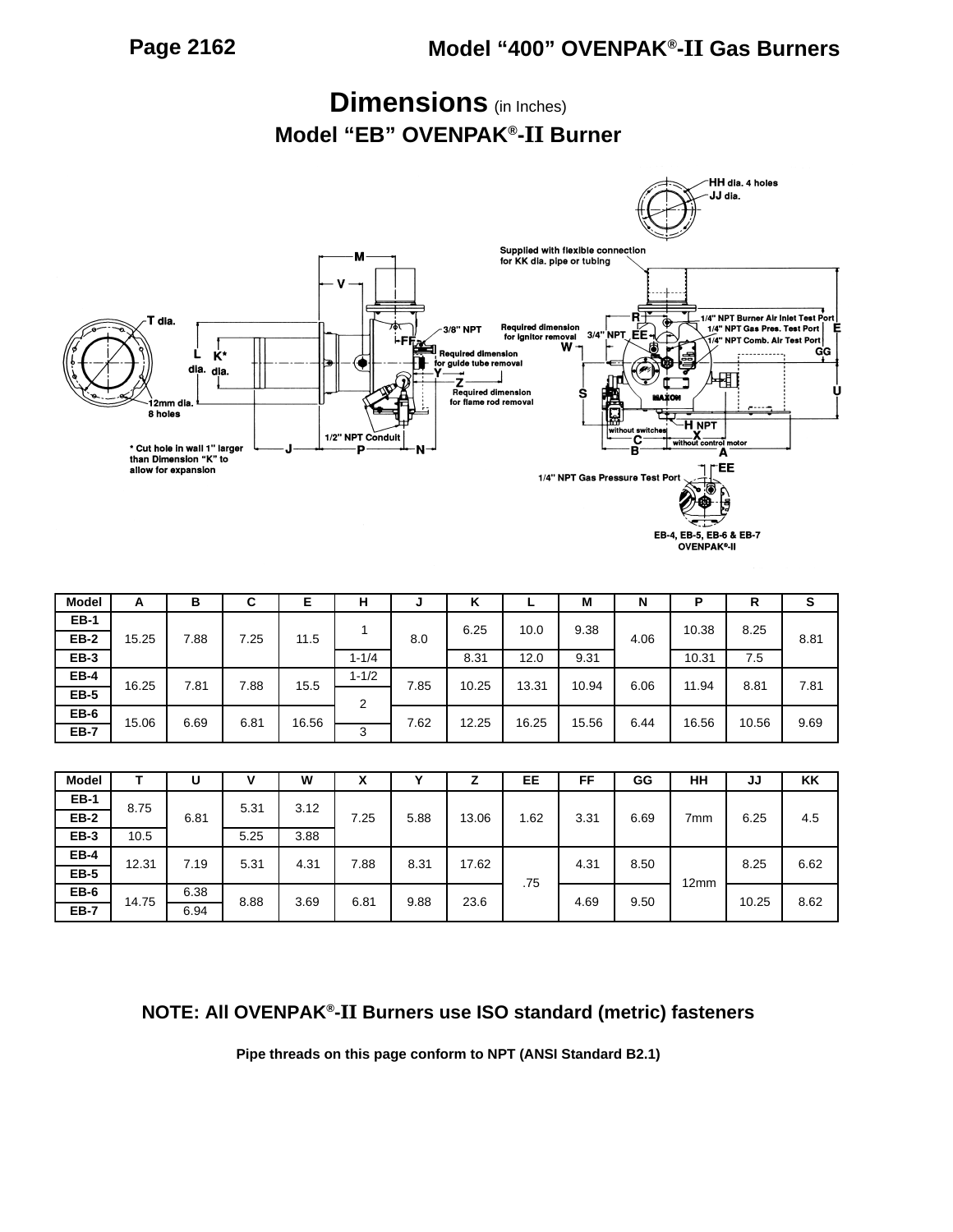# Dimensions (in Inches)

## Model "EB" OVENPAK®-II Burner

| Model | A | B | C | E | H | J | K | L | M | N | P | R | S |
|---|---|---|---|---|---|---|---|---|---|---|---|---|---|
| EB-1 | 15.25 | 7.88 | 7.25 | 11.5 | 1 | 8.0 | 6.25 | 10.0 | 9.38 | 4.06 | 10.38 | 8.25 | 8.81 |
| EB-2 | | | | | | | | | | | | | |
| EB-3 | | | | | 1-1/4 | | 8.31 | 12.0 | 9.31 | | 10.31 | 7.5 | |
| EB-4 | 16.25 | 7.81 | 7.88 | 15.5 | 1-1/2 | 7.85 | 10.25 | 13.31 | 10.94 | 6.06 | 11.94 | 8.81 | 7.81 |
| EB-5 | | | | | 2 | | | | | | | | |
| EB-6 | 15.06 | 6.69 | 6.81 | 16.56 | | 7.62 | 12.25 | 16.25 | 15.56 | 6.44 | 16.56 | 10.56 | 9.69 |
| EB-7 | | | | | 3 | | | | | | | | |

| Model | T | U | V | W | X | Y | Z | EE | FF | GG | HH | JJ | KK |
|---|---|---|---|---|---|---|---|---|---|---|---|---|---|
| EB-1 | 8.75 | 6.81 | 5.31 | 3.12 | 7.25 | 5.88 | 13.06 | 1.62 | 3.31 | 6.69 | 7mm | 6.25 | 4.5 |
| EB-2 | | | | | | | | | | | | | |
| EB-3 | 10.5 | | 5.25 | 3.88 | | | | | | | | | |
| EB-4 | 12.31 | 7.19 | 5.31 | 4.31 | 7.88 | 8.31 | 17.62 | .75 | 4.31 | 8.50 | 12mm | 8.25 | 6.62 |
| EB-5 | | | | | | | | | | | | | |
| EB-6 | 14.75 | 6.38 | 8.88 | 3.69 | 6.81 | 9.88 | 23.6 | | 4.69 | 9.50 | | 10.25 | 8.62 |
| EB-7 | | 6.94 | | | | | | | | | | | |

**NOTE: All OVENPAK®-II Burners use ISO standard (metric) fasteners**

**Pipe threads on this page conform to NPT (ANSI Standard B2.1)**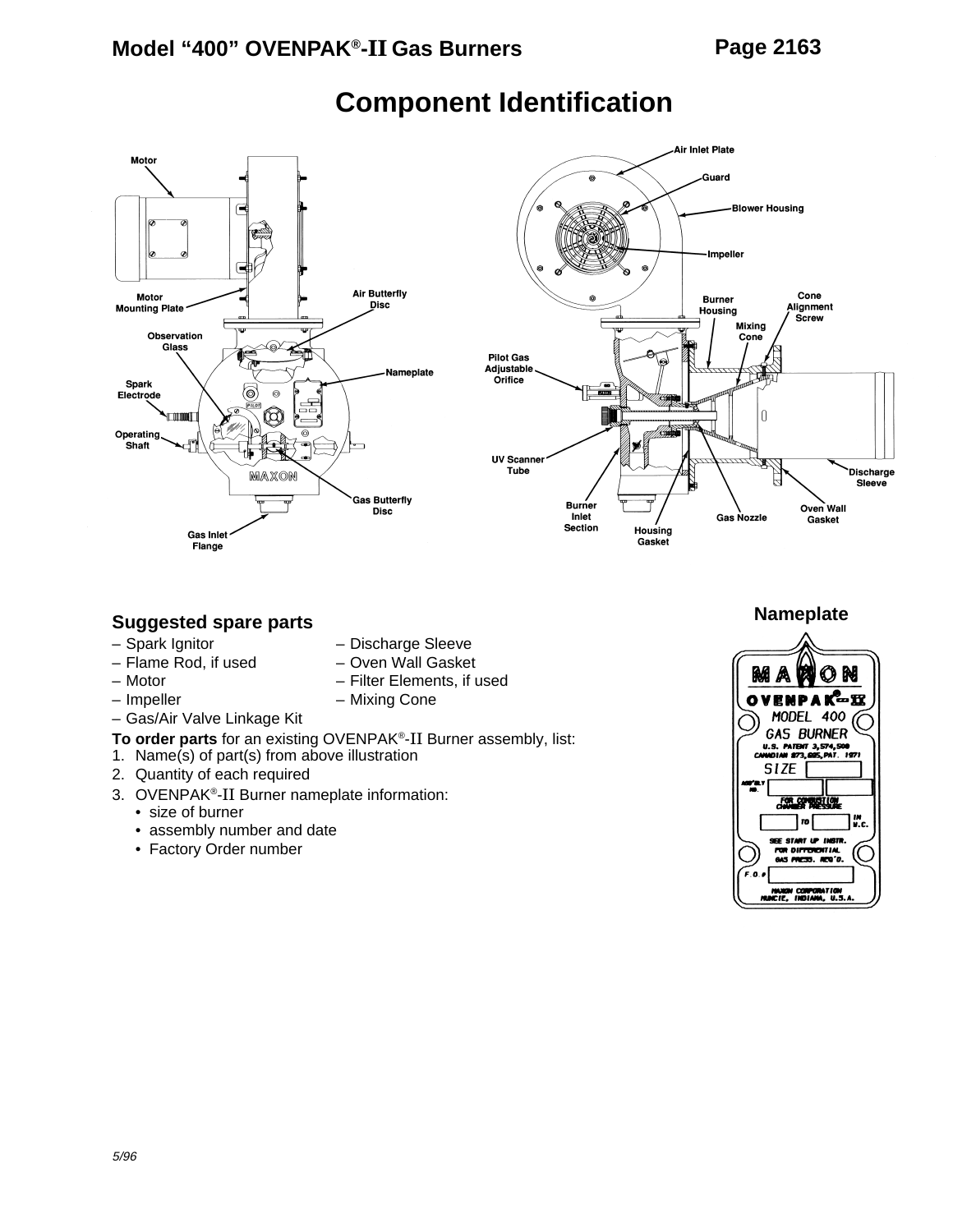# Component Identification

Motor

Motor Mounting Plate

Observation Glass

Spark Electrode

Operating Shaft

Gas Inlet Flange

Air Butterfly Disc

Nameplate

Gas Butterfly Disc

Air Inlet Plate

Guard

Blower Housing

Impeller

Burner Housing

Cone Alignment Screw

Mixing Cone

Pilot Gas Adjustable Orifice

UV Scanner Tube

Burner Inlet Section

Housing Gasket

Gas Nozzle

Oven Wall Gasket

Discharge Sleeve

## Suggested spare parts

- – Spark Ignitor
- – Flame Rod, if used
- – Motor
- – Impeller
- – Gas/Air Valve Linkage Kit
- – Discharge Sleeve
- – Oven Wall Gasket
- – Filter Elements, if used
- – Mixing Cone

**To order parts** for an existing OVENPAK®-II Burner assembly, list:

1. Name(s) of part(s) from above illustration
2. Quantity of each required
3. OVENPAK®-II Burner nameplate information:
   - size of burner
   - assembly number and date
   - Factory Order number

## Nameplate

MAXON
OVENPAK®-II
MODEL 400
GAS BURNER
U.S. PATENT 3,574,508
CANADIAN 873,885, PAT. 1971
SIZE
ASS'BLY NO.
FOR COMBUSTION CHAMBER PRESSURE
TO IN W.C.
SEE START UP INSTR. FOR DIFFERENTIAL GAS PRESS. REQ'D.
F.O.#
MAXON CORPORATION
MUNCIE, INDIANA, U.S.A.

5/96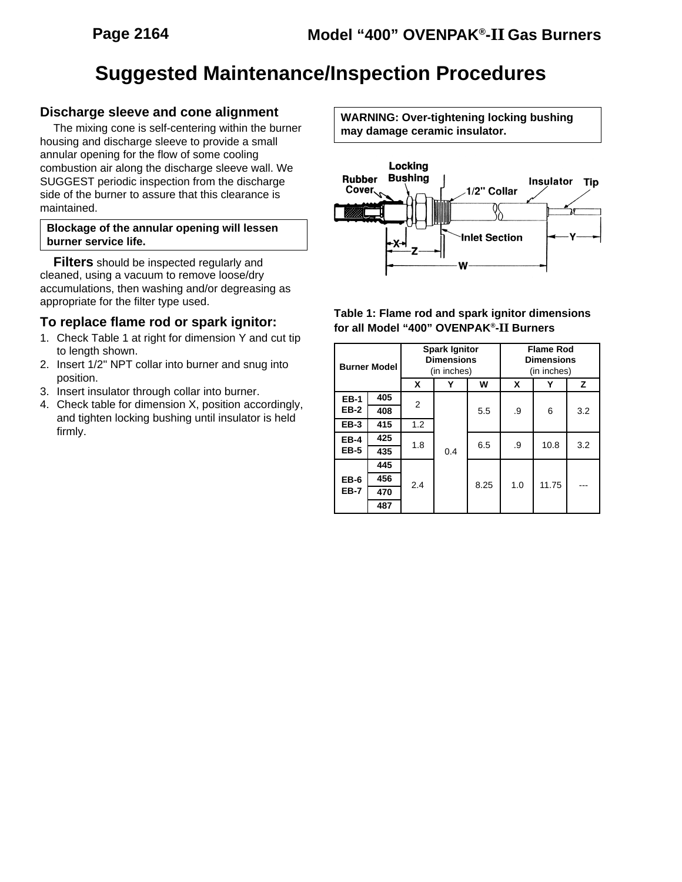# Suggested Maintenance/Inspection Procedures

## Discharge sleeve and cone alignment

The mixing cone is self-centering within the burner housing and discharge sleeve to provide a small annular opening for the flow of some cooling combustion air along the discharge sleeve wall. We SUGGEST periodic inspection from the discharge side of the burner to assure that this clearance is maintained.

**Blockage of the annular opening will lessen burner service life.**

**Filters** should be inspected regularly and cleaned, using a vacuum to remove loose/dry accumulations, then washing and/or degreasing as appropriate for the filter type used.

## To replace flame rod or spark ignitor:

1. Check Table 1 at right for dimension Y and cut tip to length shown.
2. Insert 1/2" NPT collar into burner and snug into position.
3. Insert insulator through collar into burner.
4. Check table for dimension X, position accordingly, and tighten locking bushing until insulator is held firmly.

**WARNING: Over-tightening locking bushing may damage ceramic insulator.**

Locking Bushing
Rubber Cover
1/2" Collar
Insulator
Tip
Inlet Section
X
Z
W
Y

**Table 1: Flame rod and spark ignitor dimensions for all Model "400" OVENPAK®-II Burners**

| Burner Model | | Spark Ignitor Dimensions (in inches) | | | Flame Rod Dimensions (in inches) | | |
|---|---|---|---|---|---|---|---|
| | | X | Y | W | X | Y | Z |
| EB-1 EB-2 | 405 | 2 | 0.4 | 5.5 | .9 | 6 | 3.2 |
| | 408 | | | | | | |
| EB-3 | 415 | 1.2 | | | | | |
| EB-4 EB-5 | 425 | 1.8 | | 6.5 | .9 | 10.8 | 3.2 |
| | 435 | | | | | | |
| EB-6 EB-7 | 445 | 2.4 | | 8.25 | 1.0 | 11.75 | --- |
| | 456 | | | | | | |
| | 470 | | | | | | |
| | 487 | | | | | | |